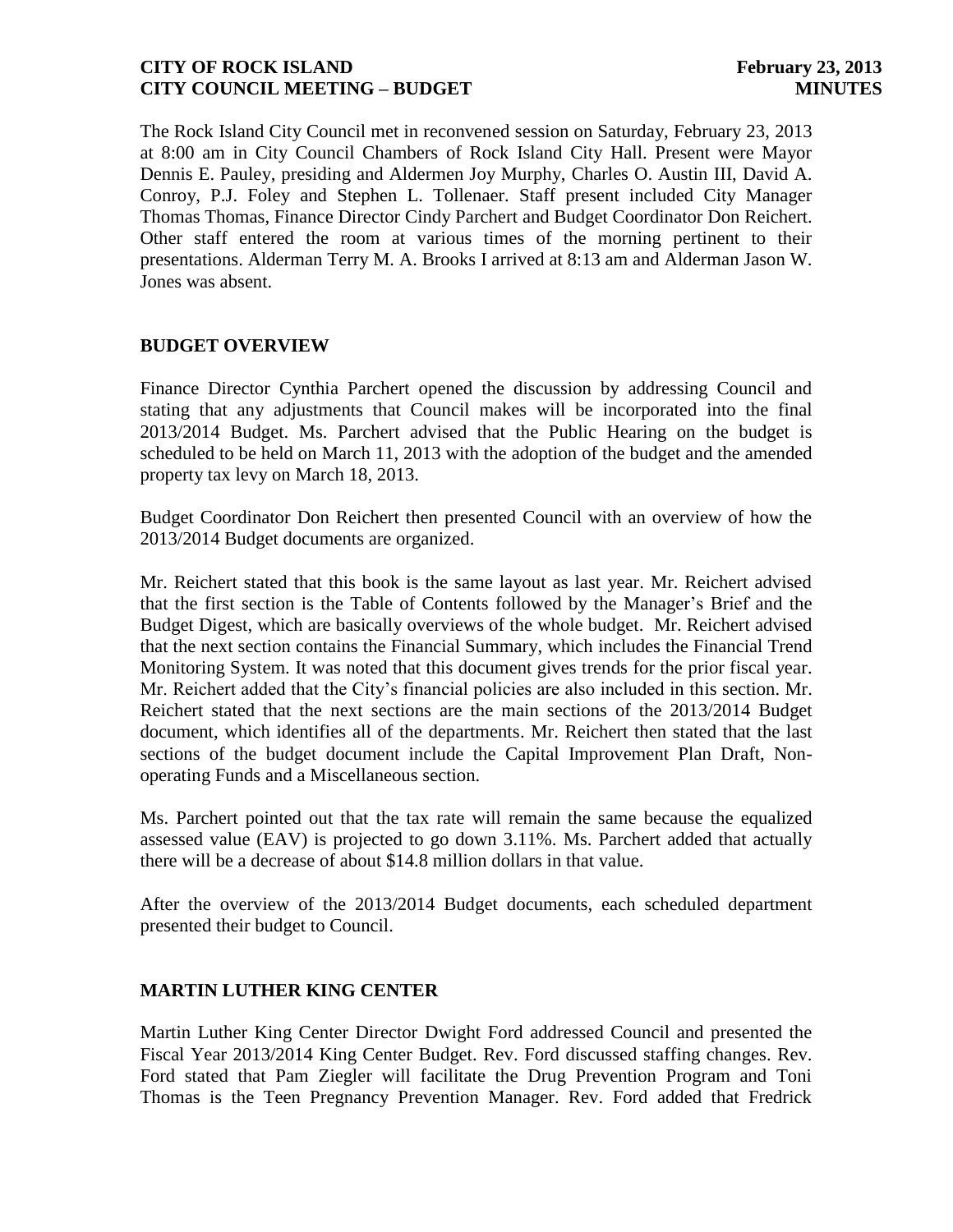The Rock Island City Council met in reconvened session on Saturday, February 23, 2013 at 8:00 am in City Council Chambers of Rock Island City Hall. Present were Mayor Dennis E. Pauley, presiding and Aldermen Joy Murphy, Charles O. Austin III, David A. Conroy, P.J. Foley and Stephen L. Tollenaer. Staff present included City Manager Thomas Thomas, Finance Director Cindy Parchert and Budget Coordinator Don Reichert. Other staff entered the room at various times of the morning pertinent to their presentations. Alderman Terry M. A. Brooks I arrived at 8:13 am and Alderman Jason W. Jones was absent.

## BUDGET OVERVIEW

Finance Director Cynthia Parchert opened the discussion by addressing Council and stating that any adjustments that Council makes will be incorporated into the final 2013/2014 Budget. Ms. Parchert advised that the Public Hearing on the budget is scheduled to be held on March 11, 2013 with the adoption of the budget and the amended property tax levy on March 18, 2013.

Budget Coordinator Don Reichert then presented Council with an overview of how the 2013/2014 Budget documents are organized.

Mr. Reichert stated that this book is the same layout as last year. Mr. Reichert advised that the first section is the Table of Contents followed by the Manager's Brief and the Budget Digest, which are basically overviews of the whole budget. Mr. Reichert advised that the next section contains the Financial Summary, which includes the Financial Trend Monitoring System. It was noted that this document gives trends for the prior fiscal year. Mr. Reichert added that the City's financial policies are also included in this section. Mr. Reichert stated that the next sections are the main sections of the 2013/2014 Budget document, which identifies all of the departments. Mr. Reichert then stated that the last sections of the budget document include the Capital Improvement Plan Draft, Non-operating Funds and a Miscellaneous section.

Ms. Parchert pointed out that the tax rate will remain the same because the equalized assessed value (EAV) is projected to go down 3.11%. Ms. Parchert added that actually there will be a decrease of about $14.8 million dollars in that value.

After the overview of the 2013/2014 Budget documents, each scheduled department presented their budget to Council.

## MARTIN LUTHER KING CENTER

Martin Luther King Center Director Dwight Ford addressed Council and presented the Fiscal Year 2013/2014 King Center Budget. Rev. Ford discussed staffing changes. Rev. Ford stated that Pam Ziegler will facilitate the Drug Prevention Program and Toni Thomas is the Teen Pregnancy Prevention Manager. Rev. Ford added that Fredrick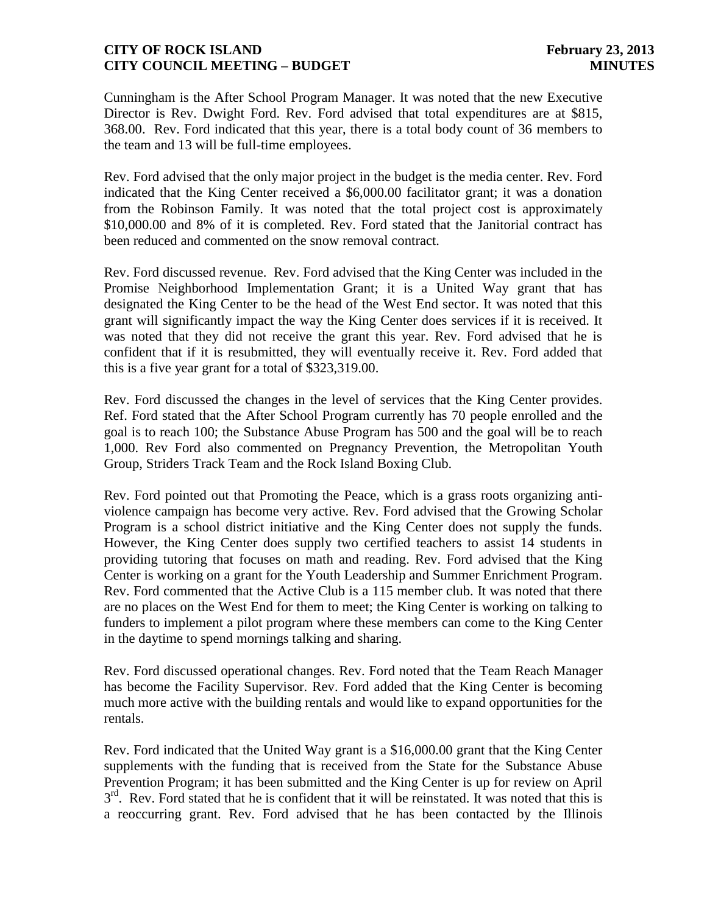Cunningham is the After School Program Manager. It was noted that the new Executive Director is Rev. Dwight Ford. Rev. Ford advised that total expenditures are at $815, 368.00. Rev. Ford indicated that this year, there is a total body count of 36 members to the team and 13 will be full-time employees.

Rev. Ford advised that the only major project in the budget is the media center. Rev. Ford indicated that the King Center received a $6,000.00 facilitator grant; it was a donation from the Robinson Family. It was noted that the total project cost is approximately $10,000.00 and 8% of it is completed. Rev. Ford stated that the Janitorial contract has been reduced and commented on the snow removal contract.

Rev. Ford discussed revenue. Rev. Ford advised that the King Center was included in the Promise Neighborhood Implementation Grant; it is a United Way grant that has designated the King Center to be the head of the West End sector. It was noted that this grant will significantly impact the way the King Center does services if it is received. It was noted that they did not receive the grant this year. Rev. Ford advised that he is confident that if it is resubmitted, they will eventually receive it. Rev. Ford added that this is a five year grant for a total of $323,319.00.

Rev. Ford discussed the changes in the level of services that the King Center provides. Ref. Ford stated that the After School Program currently has 70 people enrolled and the goal is to reach 100; the Substance Abuse Program has 500 and the goal will be to reach 1,000. Rev Ford also commented on Pregnancy Prevention, the Metropolitan Youth Group, Striders Track Team and the Rock Island Boxing Club.

Rev. Ford pointed out that Promoting the Peace, which is a grass roots organizing anti-violence campaign has become very active. Rev. Ford advised that the Growing Scholar Program is a school district initiative and the King Center does not supply the funds. However, the King Center does supply two certified teachers to assist 14 students in providing tutoring that focuses on math and reading. Rev. Ford advised that the King Center is working on a grant for the Youth Leadership and Summer Enrichment Program. Rev. Ford commented that the Active Club is a 115 member club. It was noted that there are no places on the West End for them to meet; the King Center is working on talking to funders to implement a pilot program where these members can come to the King Center in the daytime to spend mornings talking and sharing.

Rev. Ford discussed operational changes. Rev. Ford noted that the Team Reach Manager has become the Facility Supervisor. Rev. Ford added that the King Center is becoming much more active with the building rentals and would like to expand opportunities for the rentals.

Rev. Ford indicated that the United Way grant is a $16,000.00 grant that the King Center supplements with the funding that is received from the State for the Substance Abuse Prevention Program; it has been submitted and the King Center is up for review on April 3rd. Rev. Ford stated that he is confident that it will be reinstated. It was noted that this is a reoccurring grant. Rev. Ford advised that he has been contacted by the Illinois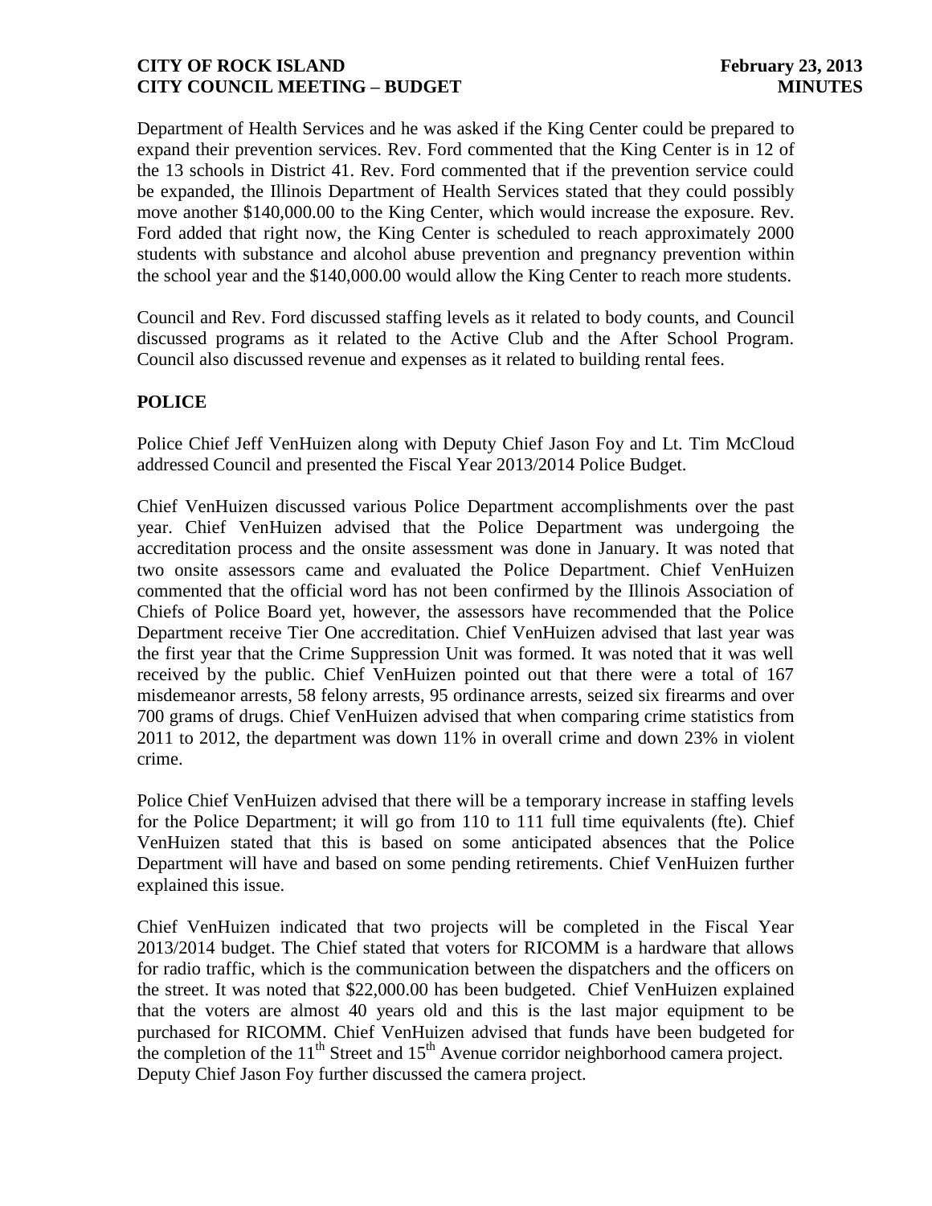Department of Health Services and he was asked if the King Center could be prepared to expand their prevention services. Rev. Ford commented that the King Center is in 12 of the 13 schools in District 41. Rev. Ford commented that if the prevention service could be expanded, the Illinois Department of Health Services stated that they could possibly move another $140,000.00 to the King Center, which would increase the exposure. Rev. Ford added that right now, the King Center is scheduled to reach approximately 2000 students with substance and alcohol abuse prevention and pregnancy prevention within the school year and the $140,000.00 would allow the King Center to reach more students.

Council and Rev. Ford discussed staffing levels as it related to body counts, and Council discussed programs as it related to the Active Club and the After School Program. Council also discussed revenue and expenses as it related to building rental fees.

**POLICE**

Police Chief Jeff VenHuizen along with Deputy Chief Jason Foy and Lt. Tim McCloud addressed Council and presented the Fiscal Year 2013/2014 Police Budget.

Chief VenHuizen discussed various Police Department accomplishments over the past year. Chief VenHuizen advised that the Police Department was undergoing the accreditation process and the onsite assessment was done in January. It was noted that two onsite assessors came and evaluated the Police Department. Chief VenHuizen commented that the official word has not been confirmed by the Illinois Association of Chiefs of Police Board yet, however, the assessors have recommended that the Police Department receive Tier One accreditation. Chief VenHuizen advised that last year was the first year that the Crime Suppression Unit was formed. It was noted that it was well received by the public. Chief VenHuizen pointed out that there were a total of 167 misdemeanor arrests, 58 felony arrests, 95 ordinance arrests, seized six firearms and over 700 grams of drugs. Chief VenHuizen advised that when comparing crime statistics from 2011 to 2012, the department was down 11% in overall crime and down 23% in violent crime.

Police Chief VenHuizen advised that there will be a temporary increase in staffing levels for the Police Department; it will go from 110 to 111 full time equivalents (fte). Chief VenHuizen stated that this is based on some anticipated absences that the Police Department will have and based on some pending retirements. Chief VenHuizen further explained this issue.

Chief VenHuizen indicated that two projects will be completed in the Fiscal Year 2013/2014 budget. The Chief stated that voters for RICOMM is a hardware that allows for radio traffic, which is the communication between the dispatchers and the officers on the street. It was noted that $22,000.00 has been budgeted. Chief VenHuizen explained that the voters are almost 40 years old and this is the last major equipment to be purchased for RICOMM. Chief VenHuizen advised that funds have been budgeted for the completion of the 11th Street and 15th Avenue corridor neighborhood camera project. Deputy Chief Jason Foy further discussed the camera project.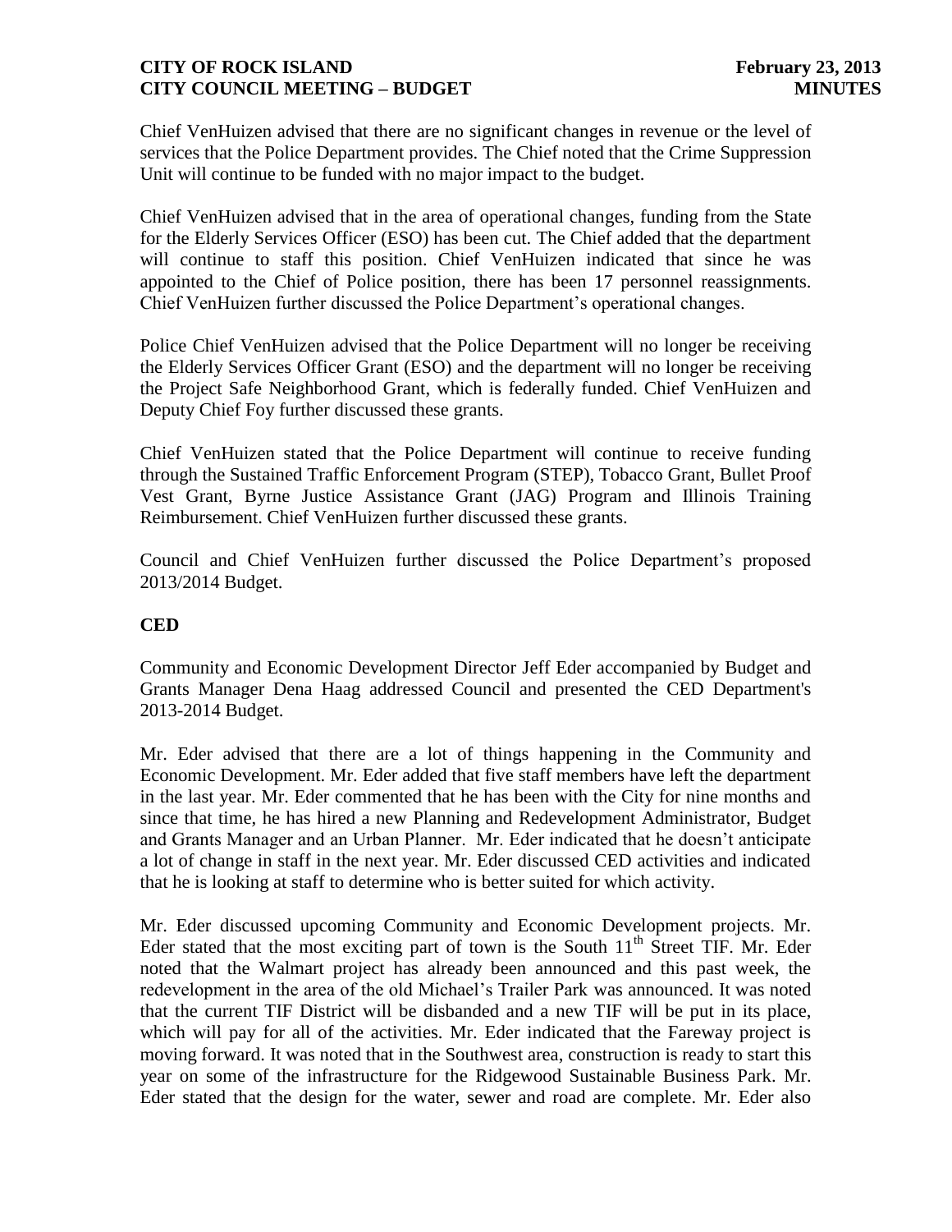Chief VenHuizen advised that there are no significant changes in revenue or the level of services that the Police Department provides. The Chief noted that the Crime Suppression Unit will continue to be funded with no major impact to the budget.

Chief VenHuizen advised that in the area of operational changes, funding from the State for the Elderly Services Officer (ESO) has been cut. The Chief added that the department will continue to staff this position. Chief VenHuizen indicated that since he was appointed to the Chief of Police position, there has been 17 personnel reassignments. Chief VenHuizen further discussed the Police Department's operational changes.

Police Chief VenHuizen advised that the Police Department will no longer be receiving the Elderly Services Officer Grant (ESO) and the department will no longer be receiving the Project Safe Neighborhood Grant, which is federally funded. Chief VenHuizen and Deputy Chief Foy further discussed these grants.

Chief VenHuizen stated that the Police Department will continue to receive funding through the Sustained Traffic Enforcement Program (STEP), Tobacco Grant, Bullet Proof Vest Grant, Byrne Justice Assistance Grant (JAG) Program and Illinois Training Reimbursement. Chief VenHuizen further discussed these grants.

Council and Chief VenHuizen further discussed the Police Department's proposed 2013/2014 Budget.

**CED**

Community and Economic Development Director Jeff Eder accompanied by Budget and Grants Manager Dena Haag addressed Council and presented the CED Department's 2013-2014 Budget.

Mr. Eder advised that there are a lot of things happening in the Community and Economic Development. Mr. Eder added that five staff members have left the department in the last year. Mr. Eder commented that he has been with the City for nine months and since that time, he has hired a new Planning and Redevelopment Administrator, Budget and Grants Manager and an Urban Planner. Mr. Eder indicated that he doesn't anticipate a lot of change in staff in the next year. Mr. Eder discussed CED activities and indicated that he is looking at staff to determine who is better suited for which activity.

Mr. Eder discussed upcoming Community and Economic Development projects. Mr. Eder stated that the most exciting part of town is the South 11th Street TIF. Mr. Eder noted that the Walmart project has already been announced and this past week, the redevelopment in the area of the old Michael's Trailer Park was announced. It was noted that the current TIF District will be disbanded and a new TIF will be put in its place, which will pay for all of the activities. Mr. Eder indicated that the Fareway project is moving forward. It was noted that in the Southwest area, construction is ready to start this year on some of the infrastructure for the Ridgewood Sustainable Business Park. Mr. Eder stated that the design for the water, sewer and road are complete. Mr. Eder also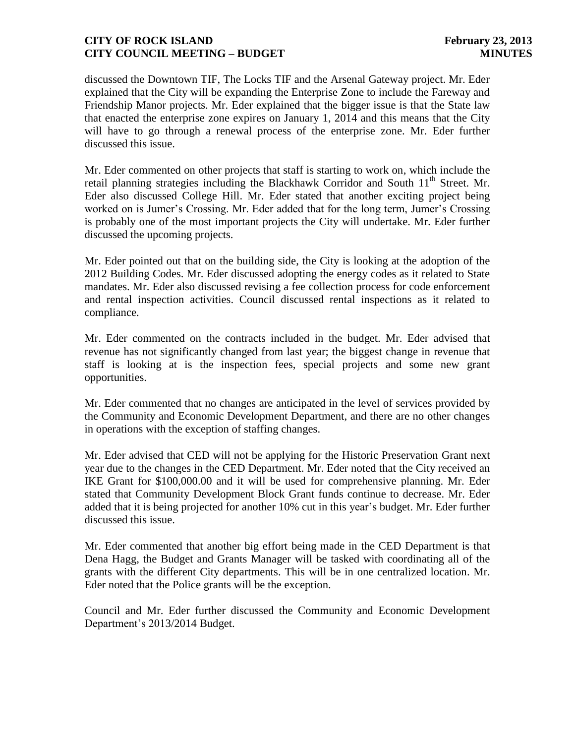discussed the Downtown TIF, The Locks TIF and the Arsenal Gateway project. Mr. Eder explained that the City will be expanding the Enterprise Zone to include the Fareway and Friendship Manor projects. Mr. Eder explained that the bigger issue is that the State law that enacted the enterprise zone expires on January 1, 2014 and this means that the City will have to go through a renewal process of the enterprise zone. Mr. Eder further discussed this issue.

Mr. Eder commented on other projects that staff is starting to work on, which include the retail planning strategies including the Blackhawk Corridor and South 11th Street. Mr. Eder also discussed College Hill. Mr. Eder stated that another exciting project being worked on is Jumer's Crossing. Mr. Eder added that for the long term, Jumer's Crossing is probably one of the most important projects the City will undertake. Mr. Eder further discussed the upcoming projects.

Mr. Eder pointed out that on the building side, the City is looking at the adoption of the 2012 Building Codes. Mr. Eder discussed adopting the energy codes as it related to State mandates. Mr. Eder also discussed revising a fee collection process for code enforcement and rental inspection activities. Council discussed rental inspections as it related to compliance.

Mr. Eder commented on the contracts included in the budget. Mr. Eder advised that revenue has not significantly changed from last year; the biggest change in revenue that staff is looking at is the inspection fees, special projects and some new grant opportunities.

Mr. Eder commented that no changes are anticipated in the level of services provided by the Community and Economic Development Department, and there are no other changes in operations with the exception of staffing changes.

Mr. Eder advised that CED will not be applying for the Historic Preservation Grant next year due to the changes in the CED Department. Mr. Eder noted that the City received an IKE Grant for $100,000.00 and it will be used for comprehensive planning. Mr. Eder stated that Community Development Block Grant funds continue to decrease. Mr. Eder added that it is being projected for another 10% cut in this year's budget. Mr. Eder further discussed this issue.

Mr. Eder commented that another big effort being made in the CED Department is that Dena Hagg, the Budget and Grants Manager will be tasked with coordinating all of the grants with the different City departments. This will be in one centralized location. Mr. Eder noted that the Police grants will be the exception.

Council and Mr. Eder further discussed the Community and Economic Development Department's 2013/2014 Budget.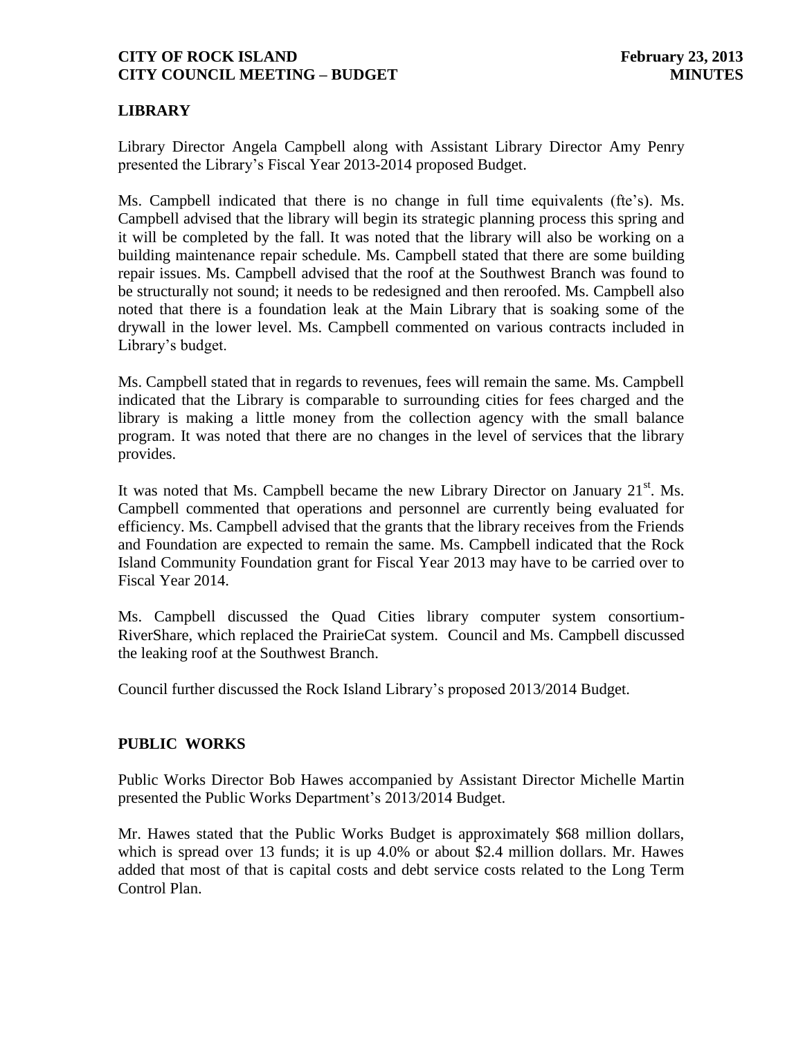## LIBRARY

Library Director Angela Campbell along with Assistant Library Director Amy Penry presented the Library's Fiscal Year 2013-2014 proposed Budget.

Ms. Campbell indicated that there is no change in full time equivalents (fte's). Ms. Campbell advised that the library will begin its strategic planning process this spring and it will be completed by the fall. It was noted that the library will also be working on a building maintenance repair schedule. Ms. Campbell stated that there are some building repair issues. Ms. Campbell advised that the roof at the Southwest Branch was found to be structurally not sound; it needs to be redesigned and then reroofed. Ms. Campbell also noted that there is a foundation leak at the Main Library that is soaking some of the drywall in the lower level. Ms. Campbell commented on various contracts included in Library's budget.

Ms. Campbell stated that in regards to revenues, fees will remain the same. Ms. Campbell indicated that the Library is comparable to surrounding cities for fees charged and the library is making a little money from the collection agency with the small balance program. It was noted that there are no changes in the level of services that the library provides.

It was noted that Ms. Campbell became the new Library Director on January 21st. Ms. Campbell commented that operations and personnel are currently being evaluated for efficiency. Ms. Campbell advised that the grants that the library receives from the Friends and Foundation are expected to remain the same. Ms. Campbell indicated that the Rock Island Community Foundation grant for Fiscal Year 2013 may have to be carried over to Fiscal Year 2014.

Ms. Campbell discussed the Quad Cities library computer system consortium-RiverShare, which replaced the PrairieCat system. Council and Ms. Campbell discussed the leaking roof at the Southwest Branch.

Council further discussed the Rock Island Library's proposed 2013/2014 Budget.

## PUBLIC WORKS

Public Works Director Bob Hawes accompanied by Assistant Director Michelle Martin presented the Public Works Department's 2013/2014 Budget.

Mr. Hawes stated that the Public Works Budget is approximately $68 million dollars, which is spread over 13 funds; it is up 4.0% or about $2.4 million dollars. Mr. Hawes added that most of that is capital costs and debt service costs related to the Long Term Control Plan.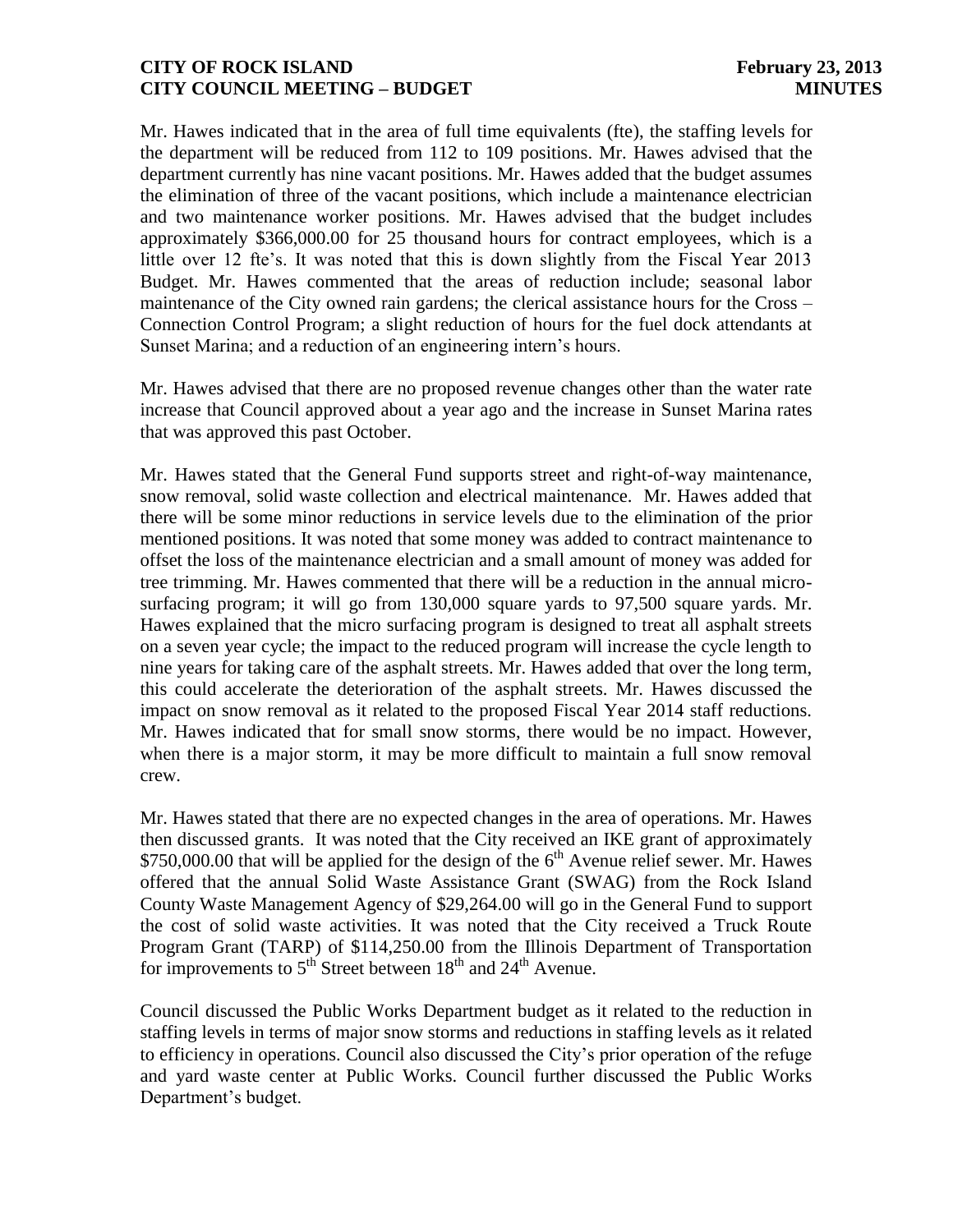Mr. Hawes indicated that in the area of full time equivalents (fte), the staffing levels for the department will be reduced from 112 to 109 positions. Mr. Hawes advised that the department currently has nine vacant positions. Mr. Hawes added that the budget assumes the elimination of three of the vacant positions, which include a maintenance electrician and two maintenance worker positions. Mr. Hawes advised that the budget includes approximately $366,000.00 for 25 thousand hours for contract employees, which is a little over 12 fte's. It was noted that this is down slightly from the Fiscal Year 2013 Budget. Mr. Hawes commented that the areas of reduction include; seasonal labor maintenance of the City owned rain gardens; the clerical assistance hours for the Cross – Connection Control Program; a slight reduction of hours for the fuel dock attendants at Sunset Marina; and a reduction of an engineering intern's hours.

Mr. Hawes advised that there are no proposed revenue changes other than the water rate increase that Council approved about a year ago and the increase in Sunset Marina rates that was approved this past October.

Mr. Hawes stated that the General Fund supports street and right-of-way maintenance, snow removal, solid waste collection and electrical maintenance. Mr. Hawes added that there will be some minor reductions in service levels due to the elimination of the prior mentioned positions. It was noted that some money was added to contract maintenance to offset the loss of the maintenance electrician and a small amount of money was added for tree trimming. Mr. Hawes commented that there will be a reduction in the annual micro-surfacing program; it will go from 130,000 square yards to 97,500 square yards. Mr. Hawes explained that the micro surfacing program is designed to treat all asphalt streets on a seven year cycle; the impact to the reduced program will increase the cycle length to nine years for taking care of the asphalt streets. Mr. Hawes added that over the long term, this could accelerate the deterioration of the asphalt streets. Mr. Hawes discussed the impact on snow removal as it related to the proposed Fiscal Year 2014 staff reductions. Mr. Hawes indicated that for small snow storms, there would be no impact. However, when there is a major storm, it may be more difficult to maintain a full snow removal crew.

Mr. Hawes stated that there are no expected changes in the area of operations. Mr. Hawes then discussed grants. It was noted that the City received an IKE grant of approximately $750,000.00 that will be applied for the design of the 6th Avenue relief sewer. Mr. Hawes offered that the annual Solid Waste Assistance Grant (SWAG) from the Rock Island County Waste Management Agency of $29,264.00 will go in the General Fund to support the cost of solid waste activities. It was noted that the City received a Truck Route Program Grant (TARP) of $114,250.00 from the Illinois Department of Transportation for improvements to 5th Street between 18th and 24th Avenue.

Council discussed the Public Works Department budget as it related to the reduction in staffing levels in terms of major snow storms and reductions in staffing levels as it related to efficiency in operations. Council also discussed the City's prior operation of the refuge and yard waste center at Public Works. Council further discussed the Public Works Department's budget.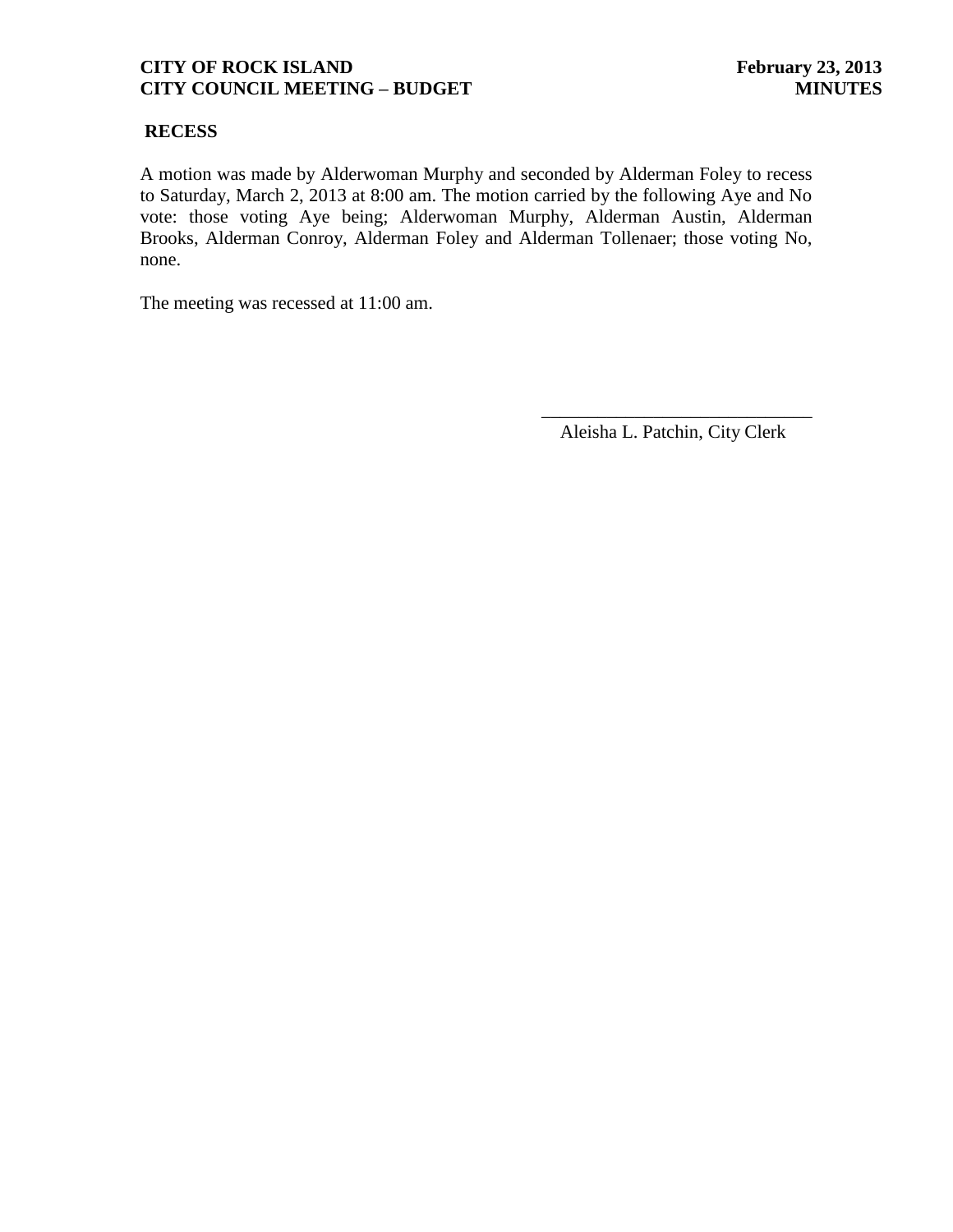**RECESS**

A motion was made by Alderwoman Murphy and seconded by Alderman Foley to recess to Saturday, March 2, 2013 at 8:00 am. The motion carried by the following Aye and No vote: those voting Aye being; Alderwoman Murphy, Alderman Austin, Alderman Brooks, Alderman Conroy, Alderman Foley and Alderman Tollenaer; those voting No, none.

The meeting was recessed at 11:00 am.

\_\_\_\_\_\_\_\_\_\_\_\_\_\_\_\_\_\_\_\_\_\_\_\_\_\_\_\_\_\_

Aleisha L. Patchin, City Clerk